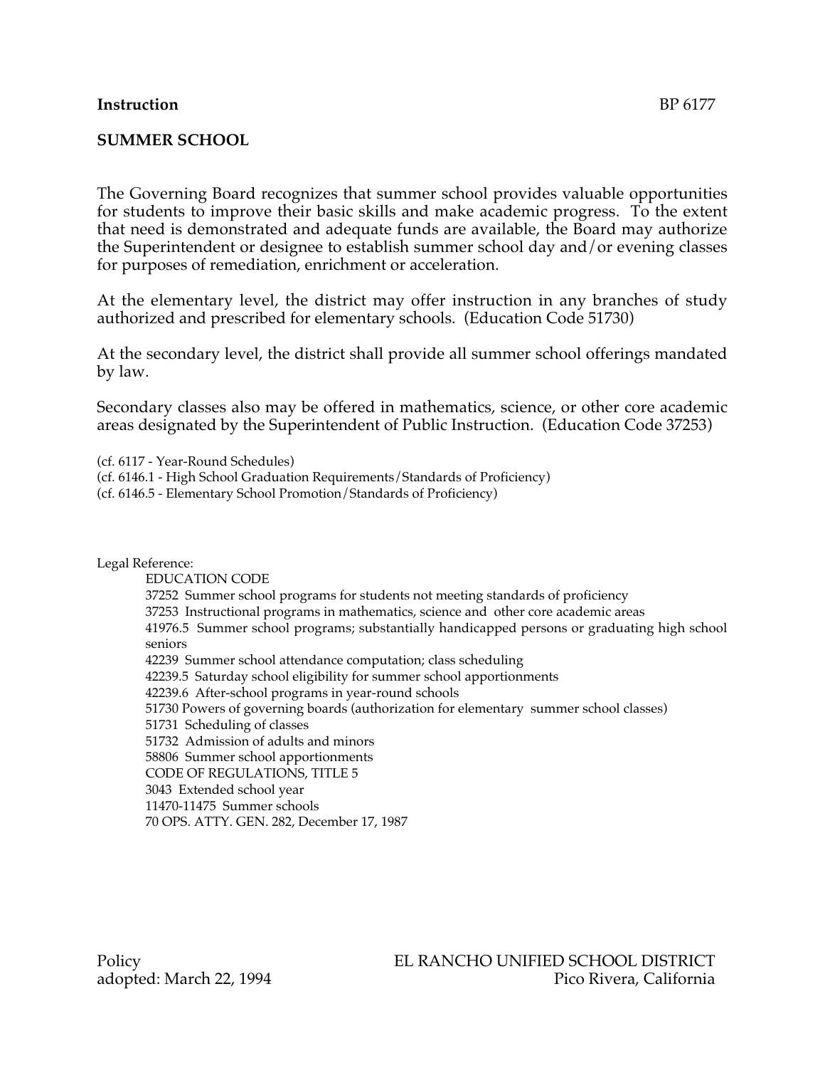**Instruction** BP 6177

## SUMMER SCHOOL

The Governing Board recognizes that summer school provides valuable opportunities for students to improve their basic skills and make academic progress. To the extent that need is demonstrated and adequate funds are available, the Board may authorize the Superintendent or designee to establish summer school day and/or evening classes for purposes of remediation, enrichment or acceleration.

At the elementary level, the district may offer instruction in any branches of study authorized and prescribed for elementary schools. (Education Code 51730)

At the secondary level, the district shall provide all summer school offerings mandated by law.

Secondary classes also may be offered in mathematics, science, or other core academic areas designated by the Superintendent of Public Instruction. (Education Code 37253)

(cf. 6117 - Year-Round Schedules)
(cf. 6146.1 - High School Graduation Requirements/Standards of Proficiency)
(cf. 6146.5 - Elementary School Promotion/Standards of Proficiency)

Legal Reference:

EDUCATION CODE
37252 Summer school programs for students not meeting standards of proficiency
37253 Instructional programs in mathematics, science and other core academic areas
41976.5 Summer school programs; substantially handicapped persons or graduating high school seniors
42239 Summer school attendance computation; class scheduling
42239.5 Saturday school eligibility for summer school apportionments
42239.6 After-school programs in year-round schools
51730 Powers of governing boards (authorization for elementary summer school classes)
51731 Scheduling of classes
51732 Admission of adults and minors
58806 Summer school apportionments
CODE OF REGULATIONS, TITLE 5
3043 Extended school year
11470-11475 Summer schools
70 OPS. ATTY. GEN. 282, December 17, 1987

Policy
adopted: March 22, 1994

EL RANCHO UNIFIED SCHOOL DISTRICT
Pico Rivera, California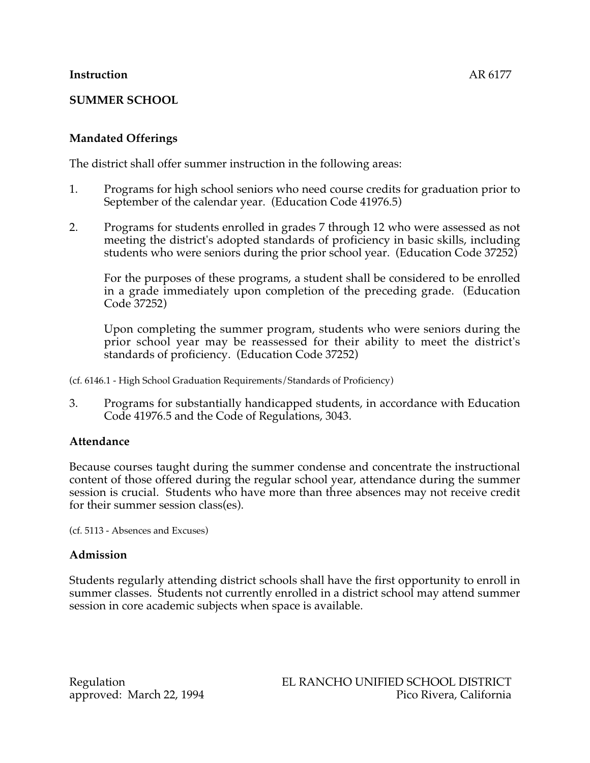**Instruction** AR 6177

**SUMMER SCHOOL**

**Mandated Offerings**

The district shall offer summer instruction in the following areas:

1. Programs for high school seniors who need course credits for graduation prior to September of the calendar year. (Education Code 41976.5)

2. Programs for students enrolled in grades 7 through 12 who were assessed as not meeting the district's adopted standards of proficiency in basic skills, including students who were seniors during the prior school year. (Education Code 37252)

   For the purposes of these programs, a student shall be considered to be enrolled in a grade immediately upon completion of the preceding grade. (Education Code 37252)

   Upon completing the summer program, students who were seniors during the prior school year may be reassessed for their ability to meet the district's standards of proficiency. (Education Code 37252)

(cf. 6146.1 - High School Graduation Requirements/Standards of Proficiency)

3. Programs for substantially handicapped students, in accordance with Education Code 41976.5 and the Code of Regulations, 3043.

**Attendance**

Because courses taught during the summer condense and concentrate the instructional content of those offered during the regular school year, attendance during the summer session is crucial. Students who have more than three absences may not receive credit for their summer session class(es).

(cf. 5113 - Absences and Excuses)

**Admission**

Students regularly attending district schools shall have the first opportunity to enroll in summer classes. Students not currently enrolled in a district school may attend summer session in core academic subjects when space is available.

Regulation
approved: March 22, 1994

EL RANCHO UNIFIED SCHOOL DISTRICT
Pico Rivera, California